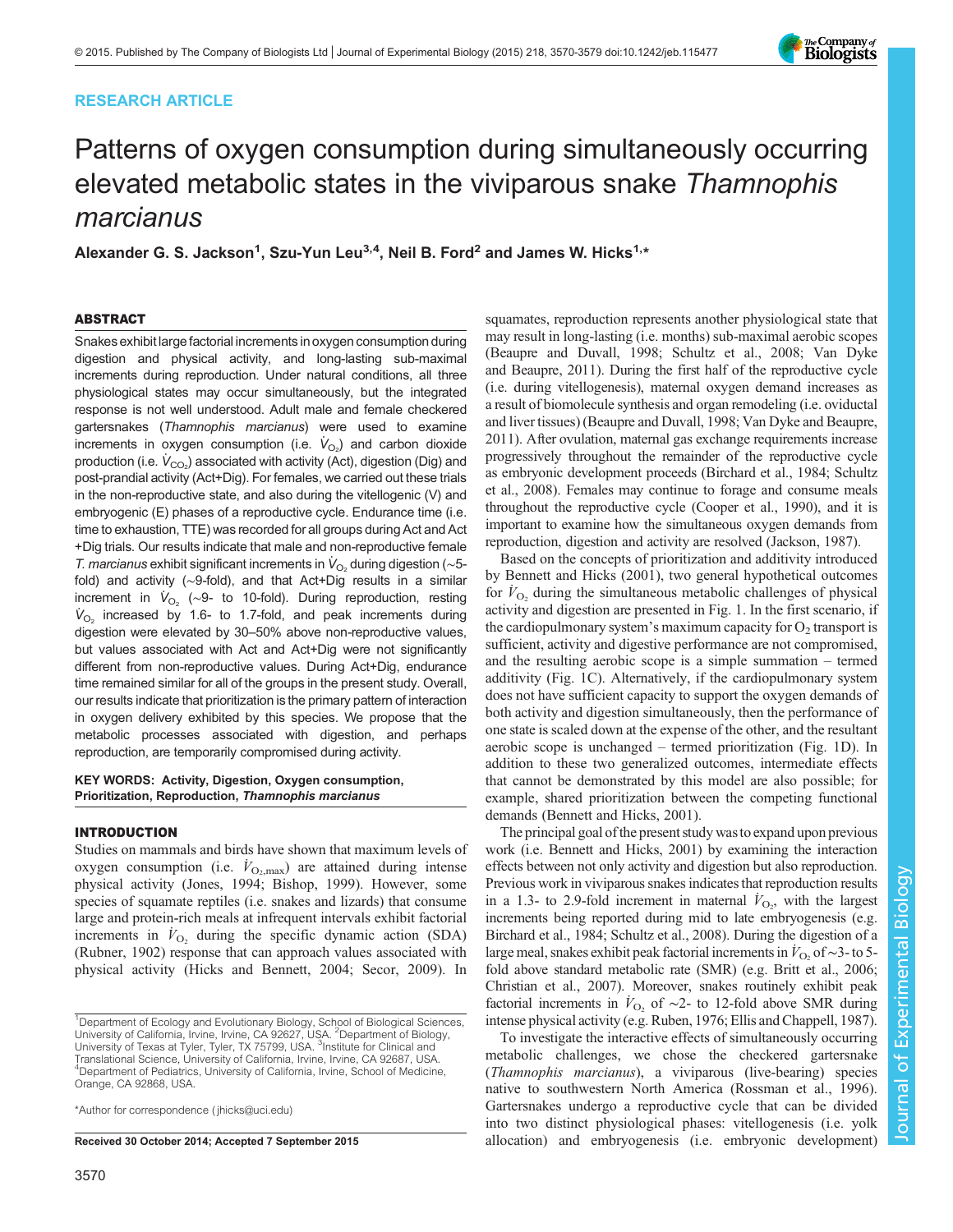RESEARCH ARTICLE

# Patterns of oxygen consumption during simultaneously occurring elevated metabolic states in the viviparous snake *Thamnophis marcianus*

Alexander G. S. Jackson[1], Szu-Yun Leu[3,4], Neil B. Ford[2] and James W. Hicks[1,*]

## ABSTRACT

Snakes exhibit large factorial increments in oxygen consumption during digestion and physical activity, and long-lasting sub-maximal increments during reproduction. Under natural conditions, all three physiological states may occur simultaneously, but the integrated response is not well understood. Adult male and female checkered gartersnakes (*Thamnophis marcianus*) were used to examine increments in oxygen consumption (i.e. $\dot{V}_{O_2}$) and carbon dioxide production (i.e. $\dot{V}_{CO_2}$) associated with activity (Act), digestion (Dig) and post-prandial activity (Act+Dig). For females, we carried out these trials in the non-reproductive state, and also during the vitellogenic (V) and embryogenic (E) phases of a reproductive cycle. Endurance time (i.e. time to exhaustion, TTE) was recorded for all groups during Act and Act+Dig trials. Our results indicate that male and non-reproductive female *T. marcianus* exhibit significant increments in $\dot{V}_{O_2}$ during digestion (~5-fold) and activity (~9-fold), and that Act+Dig results in a similar increment in $\dot{V}_{O_2}$ (~9- to 10-fold). During reproduction, resting $\dot{V}_{O_2}$ increased by 1.6- to 1.7-fold, and peak increments during digestion were elevated by 30–50% above non-reproductive values, but values associated with Act and Act+Dig were not significantly different from non-reproductive values. During Act+Dig, endurance time remained similar for all of the groups in the present study. Overall, our results indicate that prioritization is the primary pattern of interaction in oxygen delivery exhibited by this species. We propose that the metabolic processes associated with digestion, and perhaps reproduction, are temporarily compromised during activity.

**KEY WORDS: Activity, Digestion, Oxygen consumption, Prioritization, Reproduction, *Thamnophis marcianus***

## INTRODUCTION

Studies on mammals and birds have shown that maximum levels of oxygen consumption (i.e. $\dot{V}_{O_2,max}$) are attained during intense physical activity (Jones, 1994; Bishop, 1999). However, some species of squamate reptiles (i.e. snakes and lizards) that consume large and protein-rich meals at infrequent intervals exhibit factorial increments in $\dot{V}_{O_2}$ during the specific dynamic action (SDA) (Rubner, 1902) response that can approach values associated with physical activity (Hicks and Bennett, 2004; Secor, 2009). In squamates, reproduction represents another physiological state that may result in long-lasting (i.e. months) sub-maximal aerobic scopes (Beaupre and Duvall, 1998; Schultz et al., 2008; Van Dyke and Beaupre, 2011). During the first half of the reproductive cycle (i.e. during vitellogenesis), maternal oxygen demand increases as a result of biomolecule synthesis and organ remodeling (i.e. oviductal and liver tissues) (Beaupre and Duvall, 1998; Van Dyke and Beaupre, 2011). After ovulation, maternal gas exchange requirements increase progressively throughout the remainder of the reproductive cycle as embryonic development proceeds (Birchard et al., 1984; Schultz et al., 2008). Females may continue to forage and consume meals throughout the reproductive cycle (Cooper et al., 1990), and it is important to examine how the simultaneous oxygen demands from reproduction, digestion and activity are resolved (Jackson, 1987).

Based on the concepts of prioritization and additivity introduced by Bennett and Hicks (2001), two general hypothetical outcomes for $\dot{V}_{O_2}$ during the simultaneous metabolic challenges of physical activity and digestion are presented in Fig. 1. In the first scenario, if the cardiopulmonary system's maximum capacity for $O_2$ transport is sufficient, activity and digestive performance are not compromised, and the resulting aerobic scope is a simple summation – termed additivity (Fig. 1C). Alternatively, if the cardiopulmonary system does not have sufficient capacity to support the oxygen demands of both activity and digestion simultaneously, then the performance of one state is scaled down at the expense of the other, and the resultant aerobic scope is unchanged – termed prioritization (Fig. 1D). In addition to these two generalized outcomes, intermediate effects that cannot be demonstrated by this model are also possible; for example, shared prioritization between the competing functional demands (Bennett and Hicks, 2001).

The principal goal of the present study was to expand upon previous work (i.e. Bennett and Hicks, 2001) by examining the interaction effects between not only activity and digestion but also reproduction. Previous work in viviparous snakes indicates that reproduction results in a 1.3- to 2.9-fold increment in maternal $\dot{V}_{O_2}$, with the largest increments being reported during mid to late embryogenesis (e.g. Birchard et al., 1984; Schultz et al., 2008). During the digestion of a large meal, snakes exhibit peak factorial increments in $\dot{V}_{O_2}$ of ~3- to 5-fold above standard metabolic rate (SMR) (e.g. Britt et al., 2006; Christian et al., 2007). Moreover, snakes routinely exhibit peak factorial increments in $\dot{V}_{O_2}$ of ~2- to 12-fold above SMR during intense physical activity (e.g. Ruben, 1976; Ellis and Chappell, 1987).

To investigate the interactive effects of simultaneously occurring metabolic challenges, we chose the checkered gartersnake (*Thamnophis marcianus*), a viviparous (live-bearing) species native to southwestern North America (Rossman et al., 1996). Gartersnakes undergo a reproductive cycle that can be divided into two distinct physiological phases: vitellogenesis (i.e. yolk allocation) and embryogenesis (i.e. embryonic development)

---

[1]Department of Ecology and Evolutionary Biology, School of Biological Sciences, University of California, Irvine, Irvine, CA 92627, USA. [2]Department of Biology, University of Texas at Tyler, Tyler, TX 75799, USA. [3]Institute for Clinical and Translational Science, University of California, Irvine, Irvine, CA 92687, USA. [4]Department of Pediatrics, University of California, Irvine, School of Medicine, Orange, CA 92868, USA.

*Author for correspondence (jhicks@uci.edu)

Received 30 October 2014; Accepted 7 September 2015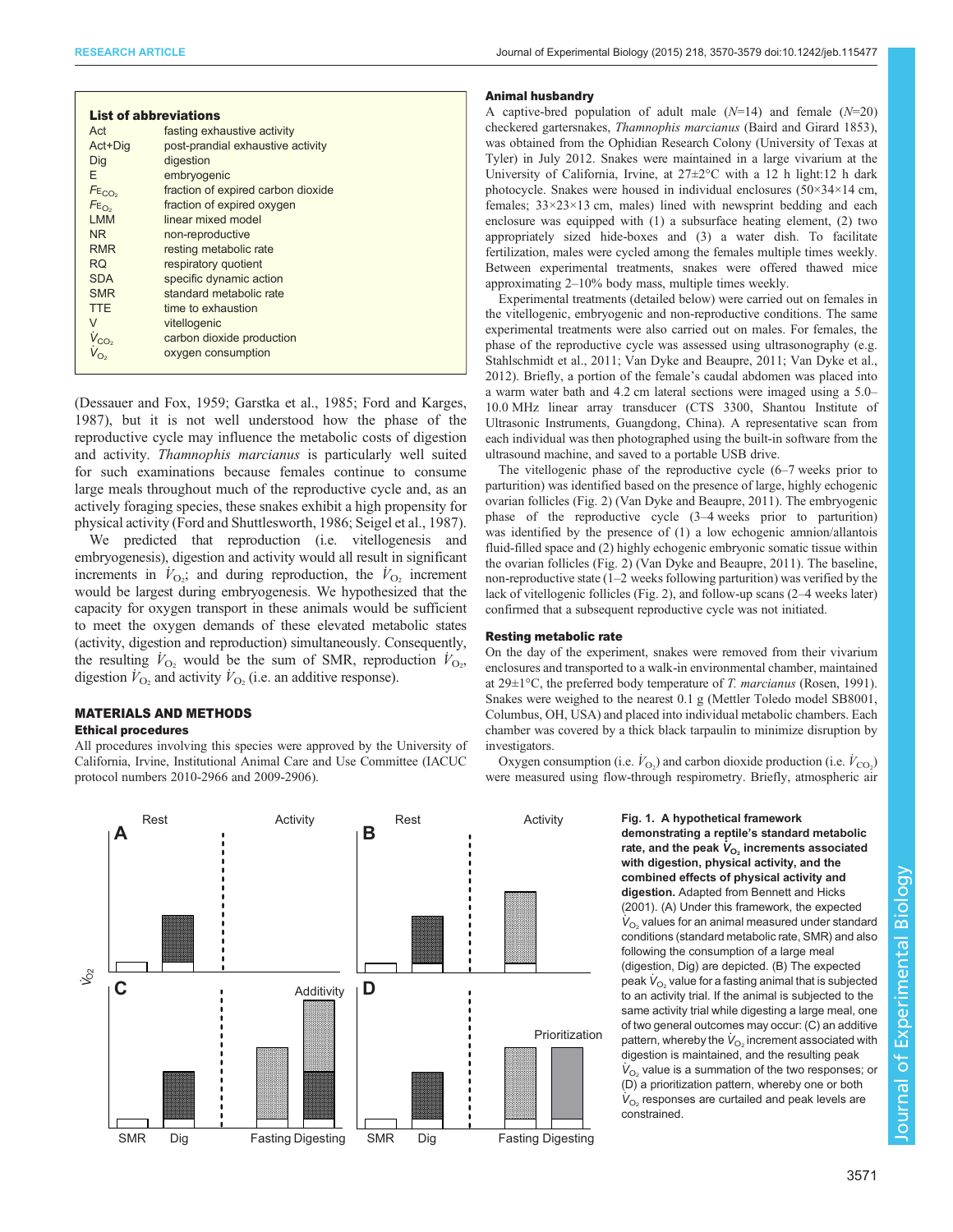**List of abbreviations**

| | |
|---|---|
| Act | fasting exhaustive activity |
| Act+Dig | post-prandial exhaustive activity |
| Dig | digestion |
| E | embryogenic |
| $F_{E_{CO_2}}$ | fraction of expired carbon dioxide |
| $F_{E_{O_2}}$ | fraction of expired oxygen |
| LMM | linear mixed model |
| NR | non-reproductive |
| RMR | resting metabolic rate |
| RQ | respiratory quotient |
| SDA | specific dynamic action |
| SMR | standard metabolic rate |
| TTE | time to exhaustion |
| V | vitellogenic |
| $\dot{V}_{CO_2}$ | carbon dioxide production |
| $\dot{V}_{O_2}$ | oxygen consumption |

(Dessauer and Fox, 1959; Garstka et al., 1985; Ford and Karges, 1987), but it is not well understood how the phase of the reproductive cycle may influence the metabolic costs of digestion and activity. *Thamnophis marcianus* is particularly well suited for such examinations because females continue to consume large meals throughout much of the reproductive cycle and, as an actively foraging species, these snakes exhibit a high propensity for physical activity (Ford and Shuttlesworth, 1986; Seigel et al., 1987).

We predicted that reproduction (i.e. vitellogenesis and embryogenesis), digestion and activity would all result in significant increments in $\dot{V}_{O_2}$; and during reproduction, the $\dot{V}_{O_2}$ increment would be largest during embryogenesis. We hypothesized that the capacity for oxygen transport in these animals would be sufficient to meet the oxygen demands of these elevated metabolic states (activity, digestion and reproduction) simultaneously. Consequently, the resulting $\dot{V}_{O_2}$ would be the sum of SMR, reproduction $\dot{V}_{O_2}$, digestion $\dot{V}_{O_2}$ and activity $\dot{V}_{O_2}$ (i.e. an additive response).

## MATERIALS AND METHODS

### Ethical procedures

All procedures involving this species were approved by the University of California, Irvine, Institutional Animal Care and Use Committee (IACUC protocol numbers 2010-2966 and 2009-2906).

### Animal husbandry

A captive-bred population of adult male ($N$=14) and female ($N$=20) checkered gartersnakes, *Thamnophis marcianus* (Baird and Girard 1853), was obtained from the Ophidian Research Colony (University of Texas at Tyler) in July 2012. Snakes were maintained in a large vivarium at the University of California, Irvine, at 27±2°C with a 12 h light:12 h dark photocycle. Snakes were housed in individual enclosures (50×34×14 cm, females; 33×23×13 cm, males) lined with newsprint bedding and each enclosure was equipped with (1) a subsurface heating element, (2) two appropriately sized hide-boxes and (3) a water dish. To facilitate fertilization, males were cycled among the females multiple times weekly. Between experimental treatments, snakes were offered thawed mice approximating 2–10% body mass, multiple times weekly.

Experimental treatments (detailed below) were carried out on females in the vitellogenic, embryogenic and non-reproductive conditions. The same experimental treatments were also carried out on males. For females, the phase of the reproductive cycle was assessed using ultrasonography (e.g. Stahlschmidt et al., 2011; Van Dyke and Beaupre, 2011; Van Dyke et al., 2012). Briefly, a portion of the female's caudal abdomen was placed into a warm water bath and 4.2 cm lateral sections were imaged using a 5.0–10.0 MHz linear array transducer (CTS 3300, Shantou Institute of Ultrasonic Instruments, Guangdong, China). A representative scan from each individual was then photographed using the built-in software from the ultrasound machine, and saved to a portable USB drive.

The vitellogenic phase of the reproductive cycle (6–7 weeks prior to parturition) was identified based on the presence of large, highly echogenic ovarian follicles (Fig. 2) (Van Dyke and Beaupre, 2011). The embryogenic phase of the reproductive cycle (3–4 weeks prior to parturition) was identified by the presence of (1) a low echogenic amnion/allantois fluid-filled space and (2) highly echogenic embryonic somatic tissue within the ovarian follicles (Fig. 2) (Van Dyke and Beaupre, 2011). The baseline, non-reproductive state (1–2 weeks following parturition) was verified by the lack of vitellogenic follicles (Fig. 2), and follow-up scans (2–4 weeks later) confirmed that a subsequent reproductive cycle was not initiated.

### Resting metabolic rate

On the day of the experiment, snakes were removed from their vivarium enclosures and transported to a walk-in environmental chamber, maintained at 29±1°C, the preferred body temperature of *T. marcianus* (Rosen, 1991). Snakes were weighed to the nearest 0.1 g (Mettler Toledo model SB8001, Columbus, OH, USA) and placed into individual metabolic chambers. Each chamber was covered by a thick black tarpaulin to minimize disruption by investigators.

Oxygen consumption (i.e. $\dot{V}_{O_2}$) and carbon dioxide production (i.e. $\dot{V}_{CO_2}$) were measured using flow-through respirometry. Briefly, atmospheric air

**Fig. 1. A hypothetical framework demonstrating a reptile's standard metabolic rate, and the peak $\dot{V}_{O_2}$ increments associated with digestion, physical activity, and the combined effects of physical activity and digestion.** Adapted from Bennett and Hicks (2001). (A) Under this framework, the expected $\dot{V}_{O_2}$ values for an animal measured under standard conditions (standard metabolic rate, SMR) and also following the consumption of a large meal (digestion, Dig) are depicted. (B) The expected peak $\dot{V}_{O_2}$ value for a fasting animal that is subjected to an activity trial. If the animal is subjected to the same activity trial while digesting a large meal, one of two general outcomes may occur: (C) an additive pattern, whereby the $\dot{V}_{O_2}$ increment associated with digestion is maintained, and the resulting peak $\dot{V}_{O_2}$ value is a summation of the two responses; or (D) a prioritization pattern, whereby one or both $\dot{V}_{O_2}$ responses are curtailed and peak levels are constrained.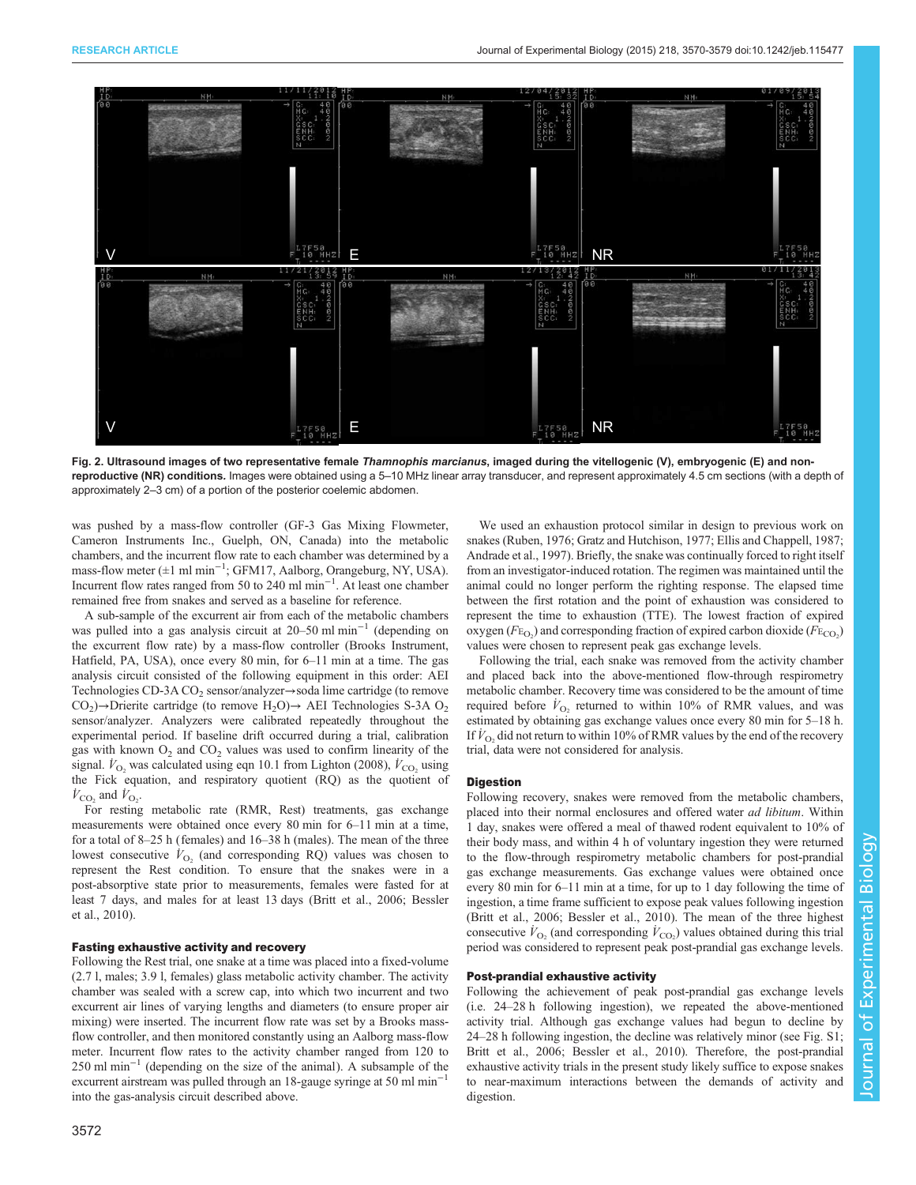Fig. 2. **Ultrasound images of two representative female *Thamnophis marcianus*, imaged during the vitellogenic (V), embryogenic (E) and non-reproductive (NR) conditions.** Images were obtained using a 5–10 MHz linear array transducer, and represent approximately 4.5 cm sections (with a depth of approximately 2–3 cm) of a portion of the posterior coelemic abdomen.

was pushed by a mass-flow controller (GF-3 Gas Mixing Flowmeter, Cameron Instruments Inc., Guelph, ON, Canada) into the metabolic chambers, and the incurrent flow rate to each chamber was determined by a mass-flow meter (±1 ml min$^{-1}$; GFM17, Aalborg, Orangeburg, NY, USA). Incurrent flow rates ranged from 50 to 240 ml min$^{-1}$. At least one chamber remained free from snakes and served as a baseline for reference.

A sub-sample of the excurrent air from each of the metabolic chambers was pulled into a gas analysis circuit at 20–50 ml min$^{-1}$ (depending on the excurrent flow rate) by a mass-flow controller (Brooks Instrument, Hatfield, PA, USA), once every 80 min, for 6–11 min at a time. The gas analysis circuit consisted of the following equipment in this order: AEI Technologies CD-3A $CO_2$ sensor/analyzer→soda lime cartridge (to remove $CO_2$)→Drierite cartridge (to remove $H_2O$)→ AEI Technologies S-3A $O_2$ sensor/analyzer. Analyzers were calibrated repeatedly throughout the experimental period. If baseline drift occurred during a trial, calibration gas with known $O_2$ and $CO_2$ values was used to confirm linearity of the signal. $\dot{V}_{O_2}$ was calculated using eqn 10.1 from Lighton (2008), $\dot{V}_{CO_2}$ using the Fick equation, and respiratory quotient (RQ) as the quotient of $\dot{V}_{CO_2}$ and $\dot{V}_{O_2}$.

For resting metabolic rate (RMR, Rest) treatments, gas exchange measurements were obtained once every 80 min for 6–11 min at a time, for a total of 8–25 h (females) and 16–38 h (males). The mean of the three lowest consecutive $\dot{V}_{O_2}$ (and corresponding RQ) values was chosen to represent the Rest condition. To ensure that the snakes were in a post-absorptive state prior to measurements, females were fasted for at least 7 days, and males for at least 13 days (Britt et al., 2006; Bessler et al., 2010).

### Fasting exhaustive activity and recovery

Following the Rest trial, one snake at a time was placed into a fixed-volume (2.7 l, males; 3.9 l, females) glass metabolic activity chamber. The activity chamber was sealed with a screw cap, into which two incurrent and two excurrent air lines of varying lengths and diameters (to ensure proper air mixing) were inserted. The incurrent flow rate was set by a Brooks mass-flow controller, and then monitored constantly using an Aalborg mass-flow meter. Incurrent flow rates to the activity chamber ranged from 120 to 250 ml min$^{-1}$ (depending on the size of the animal). A subsample of the excurrent airstream was pulled through an 18-gauge syringe at 50 ml min$^{-1}$ into the gas-analysis circuit described above.

We used an exhaustion protocol similar in design to previous work on snakes (Ruben, 1976; Gratz and Hutchison, 1977; Ellis and Chappell, 1987; Andrade et al., 1997). Briefly, the snake was continually forced to right itself from an investigator-induced rotation. The regimen was maintained until the animal could no longer perform the righting response. The elapsed time between the first rotation and the point of exhaustion was considered to represent the time to exhaustion (TTE). The lowest fraction of expired oxygen ($F_{E_{O_2}}$) and corresponding fraction of expired carbon dioxide ($F_{E_{CO_2}}$) values were chosen to represent peak gas exchange levels.

Following the trial, each snake was removed from the activity chamber and placed back into the above-mentioned flow-through respirometry metabolic chamber. Recovery time was considered to be the amount of time required before $\dot{V}_{O_2}$ returned to within 10% of RMR values, and was estimated by obtaining gas exchange values once every 80 min for 5–18 h. If $\dot{V}_{O_2}$ did not return to within 10% of RMR values by the end of the recovery trial, data were not considered for analysis.

### Digestion

Following recovery, snakes were removed from the metabolic chambers, placed into their normal enclosures and offered water *ad libitum*. Within 1 day, snakes were offered a meal of thawed rodent equivalent to 10% of their body mass, and within 4 h of voluntary ingestion they were returned to the flow-through respirometry metabolic chambers for post-prandial gas exchange measurements. Gas exchange values were obtained once every 80 min for 6–11 min at a time, for up to 1 day following the time of ingestion, a time frame sufficient to expose peak values following ingestion (Britt et al., 2006; Bessler et al., 2010). The mean of the three highest consecutive $\dot{V}_{O_2}$ (and corresponding $\dot{V}_{CO_2}$) values obtained during this trial period was considered to represent peak post-prandial gas exchange levels.

### Post-prandial exhaustive activity

Following the achievement of peak post-prandial gas exchange levels (i.e. 24–28 h following ingestion), we repeated the above-mentioned activity trial. Although gas exchange values had begun to decline by 24–28 h following ingestion, the decline was relatively minor (see Fig. S1; Britt et al., 2006; Bessler et al., 2010). Therefore, the post-prandial exhaustive activity trials in the present study likely suffice to expose snakes to near-maximum interactions between the demands of activity and digestion.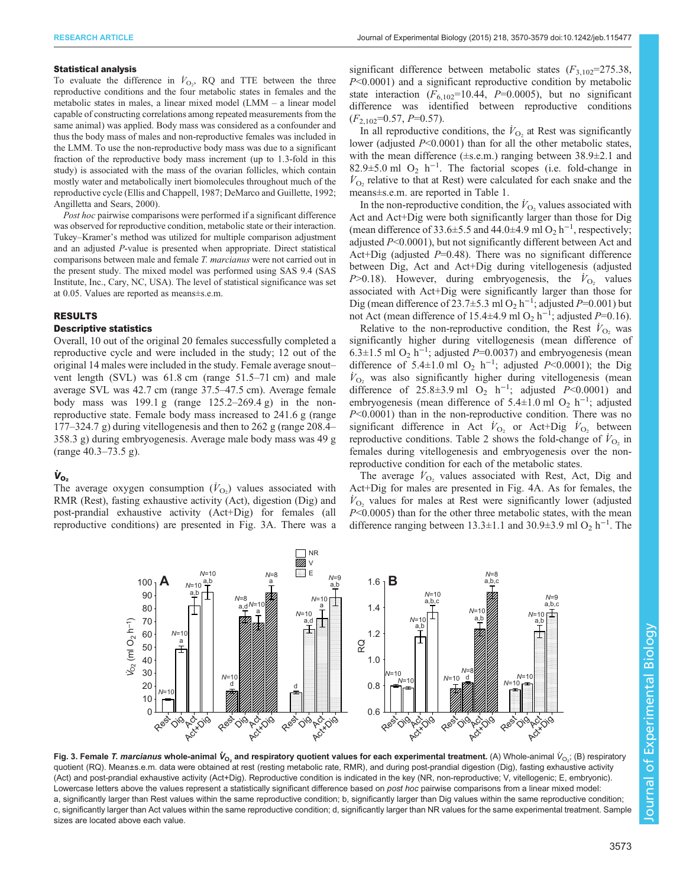### Statistical analysis

To evaluate the difference in $\dot{V}_{O_2}$, RQ and TTE between the three reproductive conditions and the four metabolic states in females and the metabolic states in males, a linear mixed model (LMM – a linear model capable of constructing correlations among repeated measurements from the same animal) was applied. Body mass was considered as a confounder and thus the body mass of males and non-reproductive females was included in the LMM. To use the non-reproductive body mass was due to a significant fraction of the reproductive body mass increment (up to 1.3-fold in this study) is associated with the mass of the ovarian follicles, which contain mostly water and metabolically inert biomolecules throughout much of the reproductive cycle (Ellis and Chappell, 1987; DeMarco and Guillette, 1992; Angilletta and Sears, 2000).

*Post hoc* pairwise comparisons were performed if a significant difference was observed for reproductive condition, metabolic state or their interaction. Tukey–Kramer's method was utilized for multiple comparison adjustment and an adjusted *P*-value is presented when appropriate. Direct statistical comparisons between male and female *T. marcianus* were not carried out in the present study. The mixed model was performed using SAS 9.4 (SAS Institute, Inc., Cary, NC, USA). The level of statistical significance was set at 0.05. Values are reported as means±s.e.m.

## RESULTS

### Descriptive statistics

Overall, 10 out of the original 20 females successfully completed a reproductive cycle and were included in the study; 12 out of the original 14 males were included in the study. Female average snout–vent length (SVL) was 61.8 cm (range 51.5–71 cm) and male average SVL was 42.7 cm (range 37.5–47.5 cm). Average female body mass was 199.1 g (range 125.2–269.4 g) in the non-reproductive state. Female body mass increased to 241.6 g (range 177–324.7 g) during vitellogenesis and then to 262 g (range 208.4–358.3 g) during embryogenesis. Average male body mass was 49 g (range 40.3–73.5 g).

### $\dot{V}_{O_2}$

The average oxygen consumption ($\dot{V}_{O_2}$) values associated with RMR (Rest), fasting exhaustive activity (Act), digestion (Dig) and post-prandial exhaustive activity (Act+Dig) for females (all reproductive conditions) are presented in Fig. 3A. There was a significant difference between metabolic states ($F_{3,102}$=275.38, $P$<0.0001) and a significant reproductive condition by metabolic state interaction ($F_{6,102}$=10.44, $P$=0.0005), but no significant difference was identified between reproductive conditions ($F_{2,102}$=0.57, $P$=0.57).

In all reproductive conditions, the $\dot{V}_{O_2}$ at Rest was significantly lower (adjusted $P$<0.0001) than for all the other metabolic states, with the mean difference (±s.e.m.) ranging between 38.9±2.1 and 82.9±5.0 ml $O_2$ $h^{-1}$. The factorial scopes (i.e. fold-change in $\dot{V}_{O_2}$ relative to that at Rest) were calculated for each snake and the means±s.e.m. are reported in Table 1.

In the non-reproductive condition, the $\dot{V}_{O_2}$ values associated with Act and Act+Dig were both significantly larger than those for Dig (mean difference of 33.6±5.5 and 44.0±4.9 ml $O_2$ $h^{-1}$, respectively; adjusted $P$<0.0001), but not significantly different between Act and Act+Dig (adjusted $P$=0.48). There was no significant difference between Dig, Act and Act+Dig during vitellogenesis (adjusted $P$>0.18). However, during embryogenesis, the $\dot{V}_{O_2}$ values associated with Act+Dig were significantly larger than those for Dig (mean difference of 23.7±5.3 ml $O_2$ $h^{-1}$; adjusted $P$=0.001) but not Act (mean difference of 15.4±4.9 ml $O_2$ $h^{-1}$; adjusted $P$=0.16).

Relative to the non-reproductive condition, the Rest $\dot{V}_{O_2}$ was significantly higher during vitellogenesis (mean difference of 6.3±1.5 ml $O_2$ $h^{-1}$; adjusted $P$=0.0037) and embryogenesis (mean difference of 5.4±1.0 ml $O_2$ $h^{-1}$; adjusted $P$<0.0001); the Dig $\dot{V}_{O_2}$ was also significantly higher during vitellogenesis (mean difference of 25.8±3.9 ml $O_2$ $h^{-1}$; adjusted $P$<0.0001) and embryogenesis (mean difference of 5.4±1.0 ml $O_2$ $h^{-1}$; adjusted $P$<0.0001) than in the non-reproductive condition. There was no significant difference in Act $\dot{V}_{O_2}$ or Act+Dig $\dot{V}_{O_2}$ between reproductive conditions. Table 2 shows the fold-change of $\dot{V}_{O_2}$ in females during vitellogenesis and embryogenesis over the non-reproductive condition for each of the metabolic states.

The average $\dot{V}_{O_2}$ values associated with Rest, Act, Dig and Act+Dig for males are presented in Fig. 4A. As for females, the $\dot{V}_{O_2}$ values for males at Rest were significantly lower (adjusted $P$<0.0005) than for the other three metabolic states, with the mean difference ranging between 13.3±1.1 and 30.9±3.9 ml $O_2$ $h^{-1}$. The

**Fig. 3. Female *T. marcianus* whole-animal $\dot{V}_{O_2}$ and respiratory quotient values for each experimental treatment.** (A) Whole-animal $\dot{V}_{O_2}$; (B) respiratory quotient (RQ). Mean±s.e.m. data were obtained at rest (resting metabolic rate, RMR), and during post-prandial digestion (Dig), fasting exhaustive activity (Act) and post-prandial exhaustive activity (Act+Dig). Reproductive condition is indicated in the key (NR, non-reproductive; V, vitellogenic; E, embryonic). Lowercase letters above the values represent a statistically significant difference based on *post hoc* pairwise comparisons from a linear mixed model: a, significantly larger than Rest values within the same reproductive condition; b, significantly larger than Dig values within the same reproductive condition; c, significantly larger than Act values within the same reproductive condition; d, significantly larger than NR values for the same experimental treatment. Sample sizes are located above each value.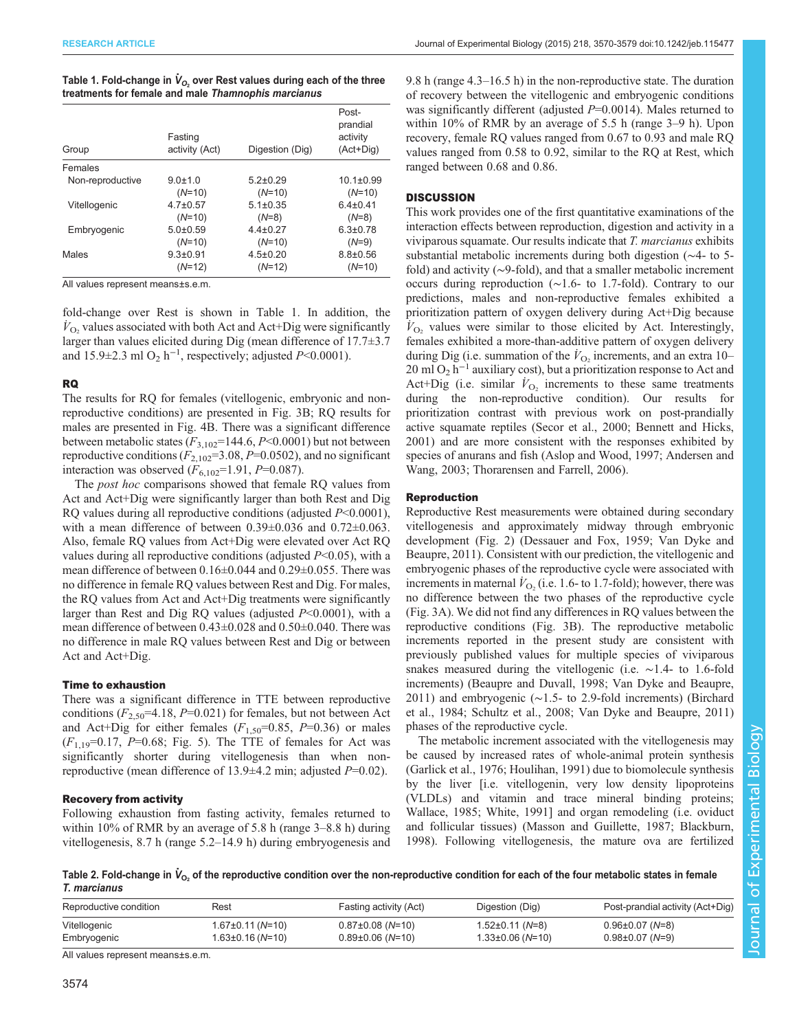**Table 1. Fold-change in $\dot{V}_{O_2}$ over Rest values during each of the three treatments for female and male *Thamnophis marcianus***

| Group | Fasting activity (Act) | Digestion (Dig) | Post-prandial activity (Act+Dig) |
|---|---|---|---|
| Females | | | |
| Non-reproductive | 9.0±1.0 (*N*=10) | 5.2±0.29 (*N*=10) | 10.1±0.99 (*N*=10) |
| Vitellogenic | 4.7±0.57 (*N*=10) | 5.1±0.35 (*N*=8) | 6.4±0.41 (*N*=8) |
| Embryogenic | 5.0±0.59 (*N*=10) | 4.4±0.27 (*N*=10) | 6.3±0.78 (*N*=9) |
| Males | 9.3±0.91 (*N*=12) | 4.5±0.20 (*N*=12) | 8.8±0.56 (*N*=10) |

All values represent means±s.e.m.

fold-change over Rest is shown in Table 1. In addition, the $\dot{V}_{O_2}$ values associated with both Act and Act+Dig were significantly larger than values elicited during Dig (mean difference of 17.7±3.7 and 15.9±2.3 ml $O_2$ $h^{-1}$, respectively; adjusted $P<0.0001$).

### RQ

The results for RQ for females (vitellogenic, embryonic and non-reproductive conditions) are presented in Fig. 3B; RQ results for males are presented in Fig. 4B. There was a significant difference between metabolic states ($F_{3,102}=144.6$, $P<0.0001$) but not between reproductive conditions ($F_{2,102}=3.08$, $P=0.0502$), and no significant interaction was observed ($F_{6,102}=1.91$, $P=0.087$).

The *post hoc* comparisons showed that female RQ values from Act and Act+Dig were significantly larger than both Rest and Dig RQ values during all reproductive conditions (adjusted $P<0.0001$), with a mean difference of between 0.39±0.036 and 0.72±0.063. Also, female RQ values from Act+Dig were elevated over Act RQ values during all reproductive conditions (adjusted $P<0.05$), with a mean difference of between 0.16±0.044 and 0.29±0.055. There was no difference in female RQ values between Rest and Dig. For males, the RQ values from Act and Act+Dig treatments were significantly larger than Rest and Dig RQ values (adjusted $P<0.0001$), with a mean difference of between 0.43±0.028 and 0.50±0.040. There was no difference in male RQ values between Rest and Dig or between Act and Act+Dig.

### Time to exhaustion

There was a significant difference in TTE between reproductive conditions ($F_{2,50}=4.18$, $P=0.021$) for females, but not between Act and Act+Dig for either females ($F_{1,50}=0.85$, $P=0.36$) or males ($F_{1,19}=0.17$, $P=0.68$; Fig. 5). The TTE of females for Act was significantly shorter during vitellogenesis than when non-reproductive (mean difference of 13.9±4.2 min; adjusted $P=0.02$).

### Recovery from activity

Following exhaustion from fasting activity, females returned to within 10% of RMR by an average of 5.8 h (range 3–8.8 h) during vitellogenesis, 8.7 h (range 5.2–14.9 h) during embryogenesis and 9.8 h (range 4.3–16.5 h) in the non-reproductive state. The duration of recovery between the vitellogenic and embryogenic conditions was significantly different (adjusted $P=0.0014$). Males returned to within 10% of RMR by an average of 5.5 h (range 3–9 h). Upon recovery, female RQ values ranged from 0.67 to 0.93 and male RQ values ranged from 0.58 to 0.92, similar to the RQ at Rest, which ranged between 0.68 and 0.86.

## DISCUSSION

This work provides one of the first quantitative examinations of the interaction effects between reproduction, digestion and activity in a viviparous squamate. Our results indicate that *T. marcianus* exhibits substantial metabolic increments during both digestion (~4- to 5-fold) and activity (~9-fold), and that a smaller metabolic increment occurs during reproduction (~1.6- to 1.7-fold). Contrary to our predictions, males and non-reproductive females exhibited a prioritization pattern of oxygen delivery during Act+Dig because $\dot{V}_{O_2}$ values were similar to those elicited by Act. Interestingly, females exhibited a more-than-additive pattern of oxygen delivery during Dig (i.e. summation of the $\dot{V}_{O_2}$ increments, and an extra 10–20 ml $O_2$ $h^{-1}$ auxiliary cost), but a prioritization response to Act and Act+Dig (i.e. similar $\dot{V}_{O_2}$ increments to these same treatments during the non-reproductive condition). Our results for prioritization contrast with previous work on post-prandially active squamate reptiles (Secor et al., 2000; Bennett and Hicks, 2001) and are more consistent with the responses exhibited by species of anurans and fish (Aslop and Wood, 1997; Andersen and Wang, 2003; Thorarensen and Farrell, 2006).

### Reproduction

Reproductive Rest measurements were obtained during secondary vitellogenesis and approximately midway through embryonic development (Fig. 2) (Dessauer and Fox, 1959; Van Dyke and Beaupre, 2011). Consistent with our prediction, the vitellogenic and embryogenic phases of the reproductive cycle were associated with increments in maternal $\dot{V}_{O_2}$ (i.e. 1.6- to 1.7-fold); however, there was no difference between the two phases of the reproductive cycle (Fig. 3A). We did not find any differences in RQ values between the reproductive conditions (Fig. 3B). The reproductive metabolic increments reported in the present study are consistent with previously published values for multiple species of viviparous snakes measured during the vitellogenic (i.e. ~1.4- to 1.6-fold increments) (Beaupre and Duvall, 1998; Van Dyke and Beaupre, 2011) and embryogenic (~1.5- to 2.9-fold increments) (Birchard et al., 1984; Schultz et al., 2008; Van Dyke and Beaupre, 2011) phases of the reproductive cycle.

The metabolic increment associated with the vitellogenesis may be caused by increased rates of whole-animal protein synthesis (Garlick et al., 1976; Houlihan, 1991) due to biomolecule synthesis by the liver [i.e. vitellogenin, very low density lipoproteins (VLDLs) and vitamin and trace mineral binding proteins; Wallace, 1985; White, 1991] and organ remodeling (i.e. oviduct and follicular tissues) (Masson and Guillette, 1987; Blackburn, 1998). Following vitellogenesis, the mature ova are fertilized

**Table 2. Fold-change in $\dot{V}_{O_2}$ of the reproductive condition over the non-reproductive condition for each of the four metabolic states in female *T. marcianus***

| Reproductive condition | Rest | Fasting activity (Act) | Digestion (Dig) | Post-prandial activity (Act+Dig) |
|---|---|---|---|---|
| Vitellogenic | 1.67±0.11 (*N*=10) | 0.87±0.08 (*N*=10) | 1.52±0.11 (*N*=8) | 0.96±0.07 (*N*=8) |
| Embryogenic | 1.63±0.16 (*N*=10) | 0.89±0.06 (*N*=10) | 1.33±0.06 (*N*=10) | 0.98±0.07 (*N*=9) |

All values represent means±s.e.m.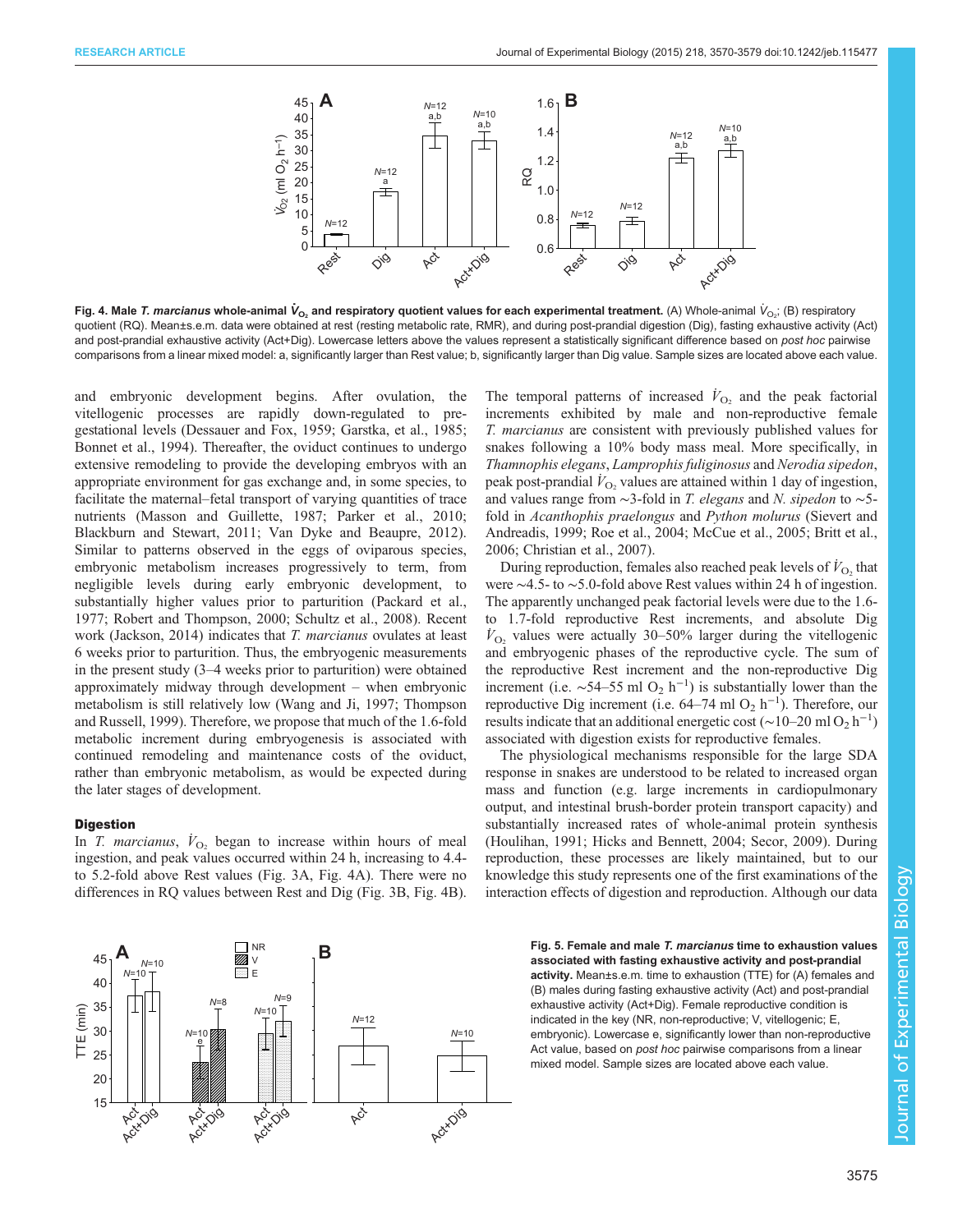**Fig. 4. Male *T. marcianus* whole-animal $\dot{V}_{O_2}$ and respiratory quotient values for each experimental treatment.** (A) Whole-animal $\dot{V}_{O_2}$; (B) respiratory quotient (RQ). Mean±s.e.m. data were obtained at rest (resting metabolic rate, RMR), and during post-prandial digestion (Dig), fasting exhaustive activity (Act) and post-prandial exhaustive activity (Act+Dig). Lowercase letters above the values represent a statistically significant difference based on *post hoc* pairwise comparisons from a linear mixed model: a, significantly larger than Rest value; b, significantly larger than Dig value. Sample sizes are located above each value.

and embryonic development begins. After ovulation, the vitellogenic processes are rapidly down-regulated to pre-gestational levels (Dessauer and Fox, 1959; Garstka, et al., 1985; Bonnet et al., 1994). Thereafter, the oviduct continues to undergo extensive remodeling to provide the developing embryos with an appropriate environment for gas exchange and, in some species, to facilitate the maternal–fetal transport of varying quantities of trace nutrients (Masson and Guillette, 1987; Parker et al., 2010; Blackburn and Stewart, 2011; Van Dyke and Beaupre, 2012). Similar to patterns observed in the eggs of oviparous species, embryonic metabolism increases progressively to term, from negligible levels during early embryonic development, to substantially higher values prior to parturition (Packard et al., 1977; Robert and Thompson, 2000; Schultz et al., 2008). Recent work (Jackson, 2014) indicates that *T. marcianus* ovulates at least 6 weeks prior to parturition. Thus, the embryogenic measurements in the present study (3–4 weeks prior to parturition) were obtained approximately midway through development – when embryonic metabolism is still relatively low (Wang and Ji, 1997; Thompson and Russell, 1999). Therefore, we propose that much of the 1.6-fold metabolic increment during embryogenesis is associated with continued remodeling and maintenance costs of the oviduct, rather than embryonic metabolism, as would be expected during the later stages of development.

### Digestion

In *T. marcianus*, $\dot{V}_{O_2}$ began to increase within hours of meal ingestion, and peak values occurred within 24 h, increasing to 4.4- to 5.2-fold above Rest values (Fig. 3A, Fig. 4A). There were no differences in RQ values between Rest and Dig (Fig. 3B, Fig. 4B). The temporal patterns of increased $\dot{V}_{O_2}$ and the peak factorial increments exhibited by male and non-reproductive female *T. marcianus* are consistent with previously published values for snakes following a 10% body mass meal. More specifically, in *Thamnophis elegans*, *Lamprophis fuliginosus* and *Nerodia sipedon*, peak post-prandial $\dot{V}_{O_2}$ values are attained within 1 day of ingestion, and values range from ∼3-fold in *T. elegans* and *N. sipedon* to ∼5-fold in *Acanthophis praelongus* and *Python molurus* (Sievert and Andreadis, 1999; Roe et al., 2004; McCue et al., 2005; Britt et al., 2006; Christian et al., 2007).

During reproduction, females also reached peak levels of $\dot{V}_{O_2}$ that were ∼4.5- to ∼5.0-fold above Rest values within 24 h of ingestion. The apparently unchanged peak factorial levels were due to the 1.6- to 1.7-fold reproductive Rest increments, and absolute Dig $\dot{V}_{O_2}$ values were actually 30–50% larger during the vitellogenic and embryogenic phases of the reproductive cycle. The sum of the reproductive Rest increment and the non-reproductive Dig increment (i.e. ∼54–55 ml $O_2$ $h^{-1}$) is substantially lower than the reproductive Dig increment (i.e. 64–74 ml $O_2$ $h^{-1}$). Therefore, our results indicate that an additional energetic cost (∼10–20 ml $O_2$ $h^{-1}$) associated with digestion exists for reproductive females.

The physiological mechanisms responsible for the large SDA response in snakes are understood to be related to increased organ mass and function (e.g. large increments in cardiopulmonary output, and intestinal brush-border protein transport capacity) and substantially increased rates of whole-animal protein synthesis (Houlihan, 1991; Hicks and Bennett, 2004; Secor, 2009). During reproduction, these processes are likely maintained, but to our knowledge this study represents one of the first examinations of the interaction effects of digestion and reproduction. Although our data

**Fig. 5. Female and male *T. marcianus* time to exhaustion values associated with fasting exhaustive activity and post-prandial activity.** Mean±s.e.m. time to exhaustion (TTE) for (A) females and (B) males during fasting exhaustive activity (Act) and post-prandial exhaustive activity (Act+Dig). Female reproductive condition is indicated in the key (NR, non-reproductive; V, vitellogenic; E, embryonic). Lowercase e, significantly lower than non-reproductive Act value, based on *post hoc* pairwise comparisons from a linear mixed model. Sample sizes are located above each value.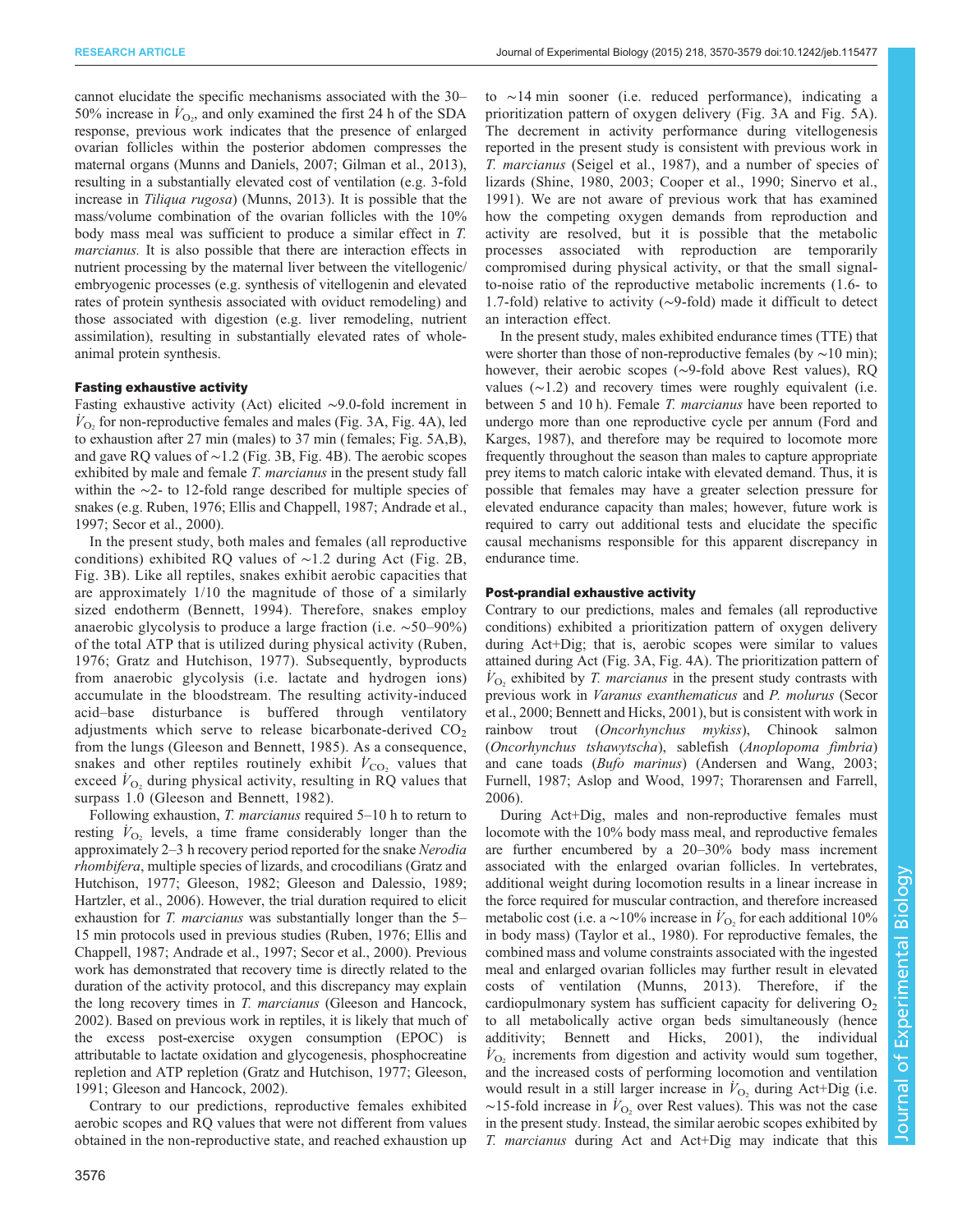cannot elucidate the specific mechanisms associated with the 30–50% increase in $\dot{V}_{O_2}$, and only examined the first 24 h of the SDA response, previous work indicates that the presence of enlarged ovarian follicles within the posterior abdomen compresses the maternal organs (Munns and Daniels, 2007; Gilman et al., 2013), resulting in a substantially elevated cost of ventilation (e.g. 3-fold increase in *Tiliqua rugosa*) (Munns, 2013). It is possible that the mass/volume combination of the ovarian follicles with the 10% body mass meal was sufficient to produce a similar effect in *T. marcianus.* It is also possible that there are interaction effects in nutrient processing by the maternal liver between the vitellogenic/embryogenic processes (e.g. synthesis of vitellogenin and elevated rates of protein synthesis associated with oviduct remodeling) and those associated with digestion (e.g. liver remodeling, nutrient assimilation), resulting in substantially elevated rates of whole-animal protein synthesis.

#### Fasting exhaustive activity

Fasting exhaustive activity (Act) elicited ∼9.0-fold increment in $\dot{V}_{O_2}$ for non-reproductive females and males (Fig. 3A, Fig. 4A), led to exhaustion after 27 min (males) to 37 min (females; Fig. 5A,B), and gave RQ values of ∼1.2 (Fig. 3B, Fig. 4B). The aerobic scopes exhibited by male and female *T. marcianus* in the present study fall within the ∼2- to 12-fold range described for multiple species of snakes (e.g. Ruben, 1976; Ellis and Chappell, 1987; Andrade et al., 1997; Secor et al., 2000).

In the present study, both males and females (all reproductive conditions) exhibited RQ values of ∼1.2 during Act (Fig. 2B, Fig. 3B). Like all reptiles, snakes exhibit aerobic capacities that are approximately 1/10 the magnitude of those of a similarly sized endotherm (Bennett, 1994). Therefore, snakes employ anaerobic glycolysis to produce a large fraction (i.e. ∼50–90%) of the total ATP that is utilized during physical activity (Ruben, 1976; Gratz and Hutchison, 1977). Subsequently, byproducts from anaerobic glycolysis (i.e. lactate and hydrogen ions) accumulate in the bloodstream. The resulting activity-induced acid–base disturbance is buffered through ventilatory adjustments which serve to release bicarbonate-derived $CO_2$ from the lungs (Gleeson and Bennett, 1985). As a consequence, snakes and other reptiles routinely exhibit $\dot{V}_{CO_2}$ values that exceed $\dot{V}_{O_2}$ during physical activity, resulting in RQ values that surpass 1.0 (Gleeson and Bennett, 1982).

Following exhaustion, *T. marcianus* required 5–10 h to return to resting $\dot{V}_{O_2}$ levels, a time frame considerably longer than the approximately 2–3 h recovery period reported for the snake *Nerodia rhombifera*, multiple species of lizards, and crocodilians (Gratz and Hutchison, 1977; Gleeson, 1982; Gleeson and Dalessio, 1989; Hartzler, et al., 2006). However, the trial duration required to elicit exhaustion for *T. marcianus* was substantially longer than the 5–15 min protocols used in previous studies (Ruben, 1976; Ellis and Chappell, 1987; Andrade et al., 1997; Secor et al., 2000). Previous work has demonstrated that recovery time is directly related to the duration of the activity protocol, and this discrepancy may explain the long recovery times in *T. marcianus* (Gleeson and Hancock, 2002). Based on previous work in reptiles, it is likely that much of the excess post-exercise oxygen consumption (EPOC) is attributable to lactate oxidation and glycogenesis, phosphocreatine repletion and ATP repletion (Gratz and Hutchison, 1977; Gleeson, 1991; Gleeson and Hancock, 2002).

Contrary to our predictions, reproductive females exhibited aerobic scopes and RQ values that were not different from values obtained in the non-reproductive state, and reached exhaustion up to ∼14 min sooner (i.e. reduced performance), indicating a prioritization pattern of oxygen delivery (Fig. 3A and Fig. 5A). The decrement in activity performance during vitellogenesis reported in the present study is consistent with previous work in *T. marcianus* (Seigel et al., 1987), and a number of species of lizards (Shine, 1980, 2003; Cooper et al., 1990; Sinervo et al., 1991). We are not aware of previous work that has examined how the competing oxygen demands from reproduction and activity are resolved, but it is possible that the metabolic processes associated with reproduction are temporarily compromised during physical activity, or that the small signal-to-noise ratio of the reproductive metabolic increments (1.6- to 1.7-fold) relative to activity (∼9-fold) made it difficult to detect an interaction effect.

In the present study, males exhibited endurance times (TTE) that were shorter than those of non-reproductive females (by ∼10 min); however, their aerobic scopes (∼9-fold above Rest values), RQ values (∼1.2) and recovery times were roughly equivalent (i.e. between 5 and 10 h). Female *T. marcianus* have been reported to undergo more than one reproductive cycle per annum (Ford and Karges, 1987), and therefore may be required to locomote more frequently throughout the season than males to capture appropriate prey items to match caloric intake with elevated demand. Thus, it is possible that females may have a greater selection pressure for elevated endurance capacity than males; however, future work is required to carry out additional tests and elucidate the specific causal mechanisms responsible for this apparent discrepancy in endurance time.

#### Post-prandial exhaustive activity

Contrary to our predictions, males and females (all reproductive conditions) exhibited a prioritization pattern of oxygen delivery during Act+Dig; that is, aerobic scopes were similar to values attained during Act (Fig. 3A, Fig. 4A). The prioritization pattern of $\dot{V}_{O_2}$ exhibited by *T. marcianus* in the present study contrasts with previous work in *Varanus exanthematicus* and *P. molurus* (Secor et al., 2000; Bennett and Hicks, 2001), but is consistent with work in rainbow trout (*Oncorhynchus mykiss*), Chinook salmon (*Oncorhynchus tshawytscha*), sablefish (*Anoplopoma fimbria*) and cane toads (*Bufo marinus*) (Andersen and Wang, 2003; Furnell, 1987; Aslop and Wood, 1997; Thorarensen and Farrell, 2006).

During Act+Dig, males and non-reproductive females must locomote with the 10% body mass meal, and reproductive females are further encumbered by a 20–30% body mass increment associated with the enlarged ovarian follicles. In vertebrates, additional weight during locomotion results in a linear increase in the force required for muscular contraction, and therefore increased metabolic cost (i.e. a ∼10% increase in $\dot{V}_{O_2}$ for each additional 10% in body mass) (Taylor et al., 1980). For reproductive females, the combined mass and volume constraints associated with the ingested meal and enlarged ovarian follicles may further result in elevated costs of ventilation (Munns, 2013). Therefore, if the cardiopulmonary system has sufficient capacity for delivering $O_2$ to all metabolically active organ beds simultaneously (hence additivity; Bennett and Hicks, 2001), the individual $\dot{V}_{O_2}$ increments from digestion and activity would sum together, and the increased costs of performing locomotion and ventilation would result in a still larger increase in $\dot{V}_{O_2}$ during Act+Dig (i.e. ∼15-fold increase in $\dot{V}_{O_2}$ over Rest values). This was not the case in the present study. Instead, the similar aerobic scopes exhibited by *T. marcianus* during Act and Act+Dig may indicate that this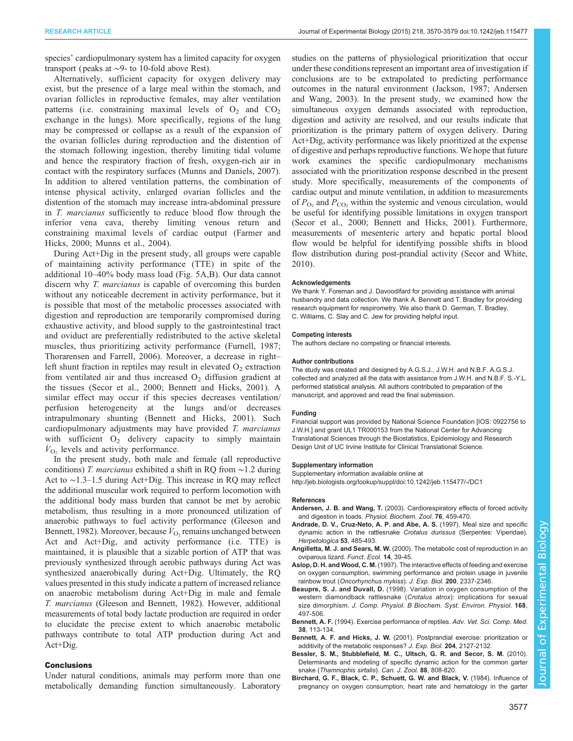species' cardiopulmonary system has a limited capacity for oxygen transport (peaks at ∼9- to 10-fold above Rest).

Alternatively, sufficient capacity for oxygen delivery may exist, but the presence of a large meal within the stomach, and ovarian follicles in reproductive females, may alter ventilation patterns (i.e. constraining maximal levels of $O_2$ and $CO_2$ exchange in the lungs). More specifically, regions of the lung may be compressed or collapse as a result of the expansion of the ovarian follicles during reproduction and the distention of the stomach following ingestion, thereby limiting tidal volume and hence the respiratory fraction of fresh, oxygen-rich air in contact with the respiratory surfaces (Munns and Daniels, 2007). In addition to altered ventilation patterns, the combination of intense physical activity, enlarged ovarian follicles and the distention of the stomach may increase intra-abdominal pressure in *T. marcianus* sufficiently to reduce blood flow through the inferior vena cava, thereby limiting venous return and constraining maximal levels of cardiac output (Farmer and Hicks, 2000; Munns et al., 2004).

During Act+Dig in the present study, all groups were capable of maintaining activity performance (TTE) in spite of the additional 10–40% body mass load (Fig. 5A,B). Our data cannot discern why *T. marcianus* is capable of overcoming this burden without any noticeable decrement in activity performance, but it is possible that most of the metabolic processes associated with digestion and reproduction are temporarily compromised during exhaustive activity, and blood supply to the gastrointestinal tract and oviduct are preferentially redistributed to the active skeletal muscles, thus prioritizing activity performance (Furnell, 1987; Thorarensen and Farrell, 2006). Moreover, a decrease in right–left shunt fraction in reptiles may result in elevated $O_2$ extraction from ventilated air and thus increased $O_2$ diffusion gradient at the tissues (Secor et al., 2000; Bennett and Hicks, 2001). A similar effect may occur if this species decreases ventilation/perfusion heterogeneity at the lungs and/or decreases intrapulmonary shunting (Bennett and Hicks, 2001). Such cardiopulmonary adjustments may have provided *T. marcianus* with sufficient $O_2$ delivery capacity to simply maintain $\dot{V}_{O_2}$ levels and activity performance.

In the present study, both male and female (all reproductive conditions) *T. marcianus* exhibited a shift in RQ from ∼1.2 during Act to ∼1.3–1.5 during Act+Dig. This increase in RQ may reflect the additional muscular work required to perform locomotion with the additional body mass burden that cannot be met by aerobic metabolism, thus resulting in a more pronounced utilization of anaerobic pathways to fuel activity performance (Gleeson and Bennett, 1982). Moreover, because $\dot{V}_{O_2}$ remains unchanged between Act and Act+Dig, and activity performance (i.e. TTE) is maintained, it is plausible that a sizable portion of ATP that was previously synthesized through aerobic pathways during Act was synthesized anaerobically during Act+Dig. Ultimately, the RQ values presented in this study indicate a pattern of increased reliance on anaerobic metabolism during Act+Dig in male and female *T. marcianus* (Gleeson and Bennett, 1982). However, additional measurements of total body lactate production are required in order to elucidate the precise extent to which anaerobic metabolic pathways contribute to total ATP production during Act and Act+Dig.

## Conclusions

Under natural conditions, animals may perform more than one metabolically demanding function simultaneously. Laboratory studies on the patterns of physiological prioritization that occur under these conditions represent an important area of investigation if conclusions are to be extrapolated to predicting performance outcomes in the natural environment (Jackson, 1987; Andersen and Wang, 2003). In the present study, we examined how the simultaneous oxygen demands associated with reproduction, digestion and activity are resolved, and our results indicate that prioritization is the primary pattern of oxygen delivery. During Act+Dig, activity performance was likely prioritized at the expense of digestive and perhaps reproductive functions. We hope that future work examines the specific cardiopulmonary mechanisms associated with the prioritization response described in the present study. More specifically, measurements of the components of cardiac output and minute ventilation, in addition to measurements of $P_{O_2}$ and $P_{CO_2}$ within the systemic and venous circulation, would be useful for identifying possible limitations in oxygen transport (Secor et al., 2000; Bennett and Hicks, 2001). Furthermore, measurements of mesenteric artery and hepatic portal blood flow would be helpful for identifying possible shifts in blood flow distribution during post-prandial activity (Secor and White, 2010).

#### Acknowledgements

We thank Y. Foreman and J. Davoodifard for providing assistance with animal husbandry and data collection. We thank A. Bennett and T. Bradley for providing research equipment for respirometry. We also thank D. German, T. Bradley, C. Williams, C. Slay and C. Jew for providing helpful input.

#### Competing interests

The authors declare no competing or financial interests.

#### Author contributions

The study was created and designed by A.G.S.J., J.W.H. and N.B.F. A.G.S.J. collected and analyzed all the data with assistance from J.W.H. and N.B.F. S.-Y.L. performed statistical analysis. All authors contributed to preparation of the manuscript, and approved and read the final submission.

#### Funding

Financial support was provided by National Science Foundation [IOS: 0922756 to J.W.H.] and grant UL1 TR000153 from the National Center for Advancing Translational Sciences through the Biostatistics, Epidemiology and Research Design Unit of UC Irvine Institute for Clinical Translational Science.

#### Supplementary information

Supplementary information available online at http://jeb.biologists.org/lookup/suppl/doi:10.1242/jeb.115477/-/DC1

#### References

**Andersen, J. B. and Wang, T.** (2003). Cardiorespiratory effects of forced activity and digestion in toads. *Physiol. Biochem. Zool.* **76**, 459-470.

**Andrade, D. V., Cruz-Neto, A. P. and Abe, A. S.** (1997). Meal size and specific dynamic action in the rattlesnake *Crotalus durissus* (Serpentes: Viperidae). *Herpetologica* **53**, 485-493.

**Angilletta, M. J. and Sears, M. W.** (2000). The metabolic cost of reproduction in an oviparous lizard. *Funct. Ecol.* **14**, 39-45.

**Aslop, D. H. and Wood, C. M.** (1997). The interactive effects of feeding and exercise on oxygen consumption, swimming performance and protein usage in juvenile rainbow trout (*Oncorhynchus mykiss*). *J. Exp. Biol.* **200**, 2337-2346.

**Beaupre, S. J. and Duvall, D.** (1998). Variation in oxygen consumption of the western diamondback rattlesnake (*Crotalus atrox*): implications for sexual size dimorphism. *J. Comp. Physiol. B Biochem. Syst. Environ. Physiol.* **168**, 497-506.

**Bennett, A. F.** (1994). Exercise performance of reptiles. *Adv. Vet. Sci. Comp. Med.* **38**, 113-134.

**Bennett, A. F. and Hicks, J. W.** (2001). Postprandial exercise: prioritization or additivity of the metabolic responses? *J. Exp. Biol.* **204**, 2127-2132.

**Bessler, S. M., Stubblefield, M. C., Ultsch, G. R. and Secor, S. M.** (2010). Determinants and modeling of specific dynamic action for the common garter snake (*Thamnophis sirtalis*). *Can. J. Zool.* **88**, 808-820.

**Birchard, G. F., Black, C. P., Schuett, G. W. and Black, V.** (1984). Influence of pregnancy on oxygen consumption, heart rate and hematology in the garter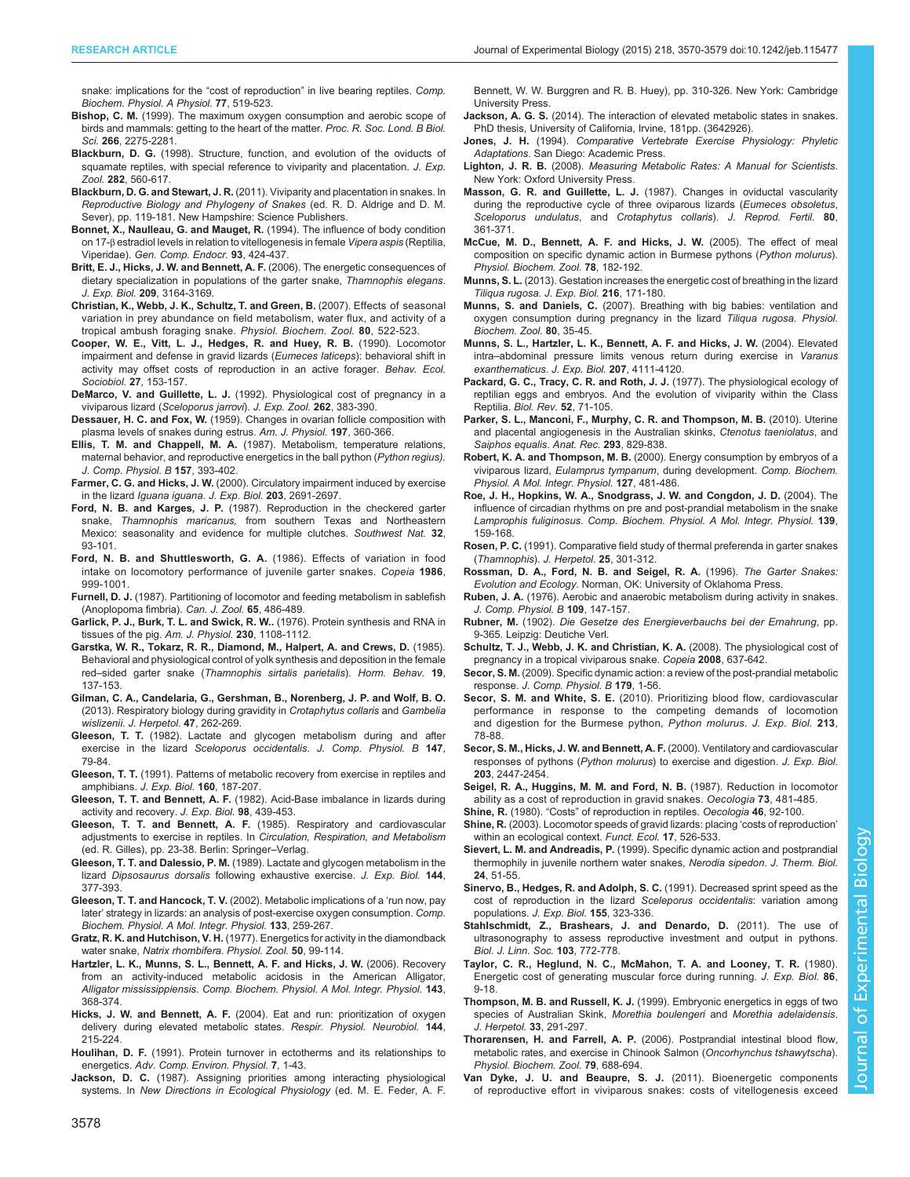snake: implications for the "cost of reproduction" in live bearing reptiles. *Comp. Biochem. Physiol. A Physiol.* **77**, 519-523.

**Bishop, C. M.** (1999). The maximum oxygen consumption and aerobic scope of birds and mammals: getting to the heart of the matter. *Proc. R. Soc. Lond. B Biol. Sci.* **266**, 2275-2281.

**Blackburn, D. G.** (1998). Structure, function, and evolution of the oviducts of squamate reptiles, with special reference to viviparity and placentation. *J. Exp. Zool.* **282**, 560-617.

**Blackburn, D. G. and Stewart, J. R.** (2011). Viviparity and placentation in snakes. In *Reproductive Biology and Phylogeny of Snakes* (ed. R. D. Aldrige and D. M. Sever), pp. 119-181. New Hampshire: Science Publishers.

**Bonnet, X., Naulleau, G. and Mauget, R.** (1994). The influence of body condition on 17-β estradiol levels in relation to vitellogenesis in female *Vipera aspis* (Reptilia, Viperidae). *Gen. Comp. Endocr.* **93**, 424-437.

**Britt, E. J., Hicks, J. W. and Bennett, A. F.** (2006). The energetic consequences of dietary specialization in populations of the garter snake, *Thamnophis elegans*. *J. Exp. Biol.* **209**, 3164-3169.

**Christian, K., Webb, J. K., Schultz, T. and Green, B.** (2007). Effects of seasonal variation in prey abundance on field metabolism, water flux, and activity of a tropical ambush foraging snake. *Physiol. Biochem. Zool.* **80**, 522-523.

**Cooper, W. E., Vitt, L. J., Hedges, R. and Huey, R. B.** (1990). Locomotor impairment and defense in gravid lizards (*Eumeces laticeps*): behavioral shift in activity may offset costs of reproduction in an active forager. *Behav. Ecol. Sociobiol.* **27**, 153-157.

**DeMarco, V. and Guillette, L. J.** (1992). Physiological cost of pregnancy in a viviparous lizard (*Sceloporus jarrovi*). *J. Exp. Zool.* **262**, 383-390.

**Dessauer, H. C. and Fox, W.** (1959). Changes in ovarian follicle composition with plasma levels of snakes during estrus. *Am. J. Physiol.* **197**, 360-366.

**Ellis, T. M. and Chappell, M. A.** (1987). Metabolism, temperature relations, maternal behavior, and reproductive energetics in the ball python (*Python regius*). *J. Comp. Physiol. B* **157**, 393-402.

**Farmer, C. G. and Hicks, J. W.** (2000). Circulatory impairment induced by exercise in the lizard *Iguana iguana*. *J. Exp. Biol.* **203**, 2691-2697.

**Ford, N. B. and Karges, J. P.** (1987). Reproduction in the checkered garter snake, *Thamnophis maricanus*, from southern Texas and Northeastern Mexico: seasonality and evidence for multiple clutches. *Southwest Nat.* **32**, 93-101.

**Ford, N. B. and Shuttlesworth, G. A.** (1986). Effects of variation in food intake on locomotory performance of juvenile garter snakes. *Copeia* **1986**, 999-1001.

**Furnell, D. J.** (1987). Partitioning of locomotor and feeding metabolism in sablefish (Anoplopoma fimbria). *Can. J. Zool.* **65**, 486-489.

**Garlick, P. J., Burk, T. L. and Swick, R. W.** (1976). Protein synthesis and RNA in tissues of the pig. *Am. J. Physiol.* **230**, 1108-1112.

**Garstka, W. R., Tokarz, R. R., Diamond, M., Halpert, A. and Crews, D.** (1985). Behavioral and physiological control of yolk synthesis and deposition in the female red–sided garter snake (*Thamnophis sirtalis parietalis*). *Horm. Behav.* **19**, 137-153.

**Gilman, C. A., Candelaria, G., Gershman, B., Norenberg, J. P. and Wolf, B. O.** (2013). Respiratory biology during gravidity in *Crotaphytus collaris* and *Gambelia wislizenii*. *J. Herpetol.* **47**, 262-269.

**Gleeson, T. T.** (1982). Lactate and glycogen metabolism during and after exercise in the lizard *Sceloporus occidentalis*. *J. Comp. Physiol. B* **147**, 79-84.

**Gleeson, T. T.** (1991). Patterns of metabolic recovery from exercise in reptiles and amphibians. *J. Exp. Biol.* **160**, 187-207.

**Gleeson, T. T. and Bennett, A. F.** (1982). Acid-Base imbalance in lizards during activity and recovery. *J. Exp. Biol.* **98**, 439-453.

**Gleeson, T. T. and Bennett, A. F.** (1985). Respiratory and cardiovascular adjustments to exercise in reptiles. In *Circulation, Respiration, and Metabolism* (ed. R. Gilles), pp. 23-38. Berlin: Springer–Verlag.

**Gleeson, T. T. and Dalessio, P. M.** (1989). Lactate and glycogen metabolism in the lizard *Dipsosaurus dorsalis* following exhaustive exercise. *J. Exp. Biol.* **144**, 377-393.

**Gleeson, T. T. and Hancock, T. V.** (2002). Metabolic implications of a 'run now, pay later' strategy in lizards: an analysis of post-exercise oxygen consumption. *Comp. Biochem. Physiol. A Mol. Integr. Physiol.* **133**, 259-267.

**Gratz, R. K. and Hutchison, V. H.** (1977). Energetics for activity in the diamondback water snake, *Natrix rhombifera*. *Physiol. Zool.* **50**, 99-114.

**Hartzler, L. K., Munns, S. L., Bennett, A. F. and Hicks, J. W.** (2006). Recovery from an activity-induced metabolic acidosis in the American Alligator, *Alligator mississippiensis*. *Comp. Biochem. Physiol. A Mol. Integr. Physiol.* **143**, 368-374.

**Hicks, J. W. and Bennett, A. F.** (2004). Eat and run: prioritization of oxygen delivery during elevated metabolic states. *Respir. Physiol. Neurobiol.* **144**, 215-224.

**Houlihan, D. F.** (1991). Protein turnover in ectotherms and its relationships to energetics. *Adv. Comp. Environ. Physiol.* **7**, 1-43.

**Jackson, D. C.** (1987). Assigning priorities among interacting physiological systems. In *New Directions in Ecological Physiology* (ed. M. E. Feder, A. F. Bennett, W. W. Burggren and R. B. Huey), pp. 310-326. New York: Cambridge University Press.

**Jackson, A. G. S.** (2014). The interaction of elevated metabolic states in snakes. PhD thesis, University of California, Irvine, 181pp. (3642926).

**Jones, J. H.** (1994). *Comparative Vertebrate Exercise Physiology: Phyletic Adaptations*. San Diego: Academic Press.

**Lighton, J. R. B.** (2008). *Measuring Metabolic Rates: A Manual for Scientists*. New York: Oxford University Press.

**Masson, G. R. and Guillette, L. J.** (1987). Changes in oviductal vascularity during the reproductive cycle of three oviparous lizards (*Eumeces obsoletus*, *Sceloporus undulatus*, and *Crotaphytus collaris*). *J. Reprod. Fertil.* **80**, 361-371.

**McCue, M. D., Bennett, A. F. and Hicks, J. W.** (2005). The effect of meal composition on specific dynamic action in Burmese pythons (*Python molurus*). *Physiol. Biochem. Zool.* **78**, 182-192.

**Munns, S. L.** (2013). Gestation increases the energetic cost of breathing in the lizard *Tiliqua rugosa*. *J. Exp. Biol.* **216**, 171-180.

**Munns, S. and Daniels, C.** (2007). Breathing with big babies: ventilation and oxygen consumption during pregnancy in the lizard *Tiliqua rugosa*. *Physiol. Biochem. Zool.* **80**, 35-45.

**Munns, S. L., Hartzler, L. K., Bennett, A. F. and Hicks, J. W.** (2004). Elevated intra–abdominal pressure limits venous return during exercise in *Varanus exanthematicus*. *J. Exp. Biol.* **207**, 4111-4120.

**Packard, G. C., Tracy, C. R. and Roth, J. J.** (1977). The physiological ecology of reptilian eggs and embryos. And the evolution of viviparity within the Class Reptilia. *Biol. Rev.* **52**, 71-105.

**Parker, S. L., Manconi, F., Murphy, C. R. and Thompson, M. B.** (2010). Uterine and placental angiogenesis in the Australian skinks, *Ctenotus taeniolatus*, and *Saiphos equalis*. *Anat. Rec.* **293**, 829-838.

**Robert, K. A. and Thompson, M. B.** (2000). Energy consumption by embryos of a viviparous lizard, *Eulamprus tympanum*, during development. *Comp. Biochem. Physiol. A Mol. Integr. Physiol.* **127**, 481-486.

**Roe, J. H., Hopkins, W. A., Snodgrass, J. W. and Congdon, J. D.** (2004). The influence of circadian rhythms on pre and post-prandial metabolism in the snake *Lamprophis fuliginosus*. *Comp. Biochem. Physiol. A Mol. Integr. Physiol.* **139**, 159-168.

**Rosen, P. C.** (1991). Comparative field study of thermal preferenda in garter snakes (*Thamnophis*). *J. Herpetol.* **25**, 301-312.

**Rossman, D. A., Ford, N. B. and Seigel, R. A.** (1996). *The Garter Snakes: Evolution and Ecology*. Norman, OK: University of Oklahoma Press.

**Ruben, J. A.** (1976). Aerobic and anaerobic metabolism during activity in snakes. *J. Comp. Physiol. B* **109**, 147-157.

**Rubner, M.** (1902). *Die Gesetze des Energieverbauchs bei der Ernahrung*, pp. 9-365. Leipzig: Deutiche Verl.

**Schultz, T. J., Webb, J. K. and Christian, K. A.** (2008). The physiological cost of pregnancy in a tropical viviparous snake. *Copeia* **2008**, 637-642.

**Secor, S. M.** (2009). Specific dynamic action: a review of the post-prandial metabolic response. *J. Comp. Physiol. B* **179**, 1-56.

**Secor, S. M. and White, S. E.** (2010). Prioritizing blood flow, cardiovascular performance in response to the competing demands of locomotion and digestion for the Burmese python, *Python molurus*. *J. Exp. Biol.* **213**, 78-88.

**Secor, S. M., Hicks, J. W. and Bennett, A. F.** (2000). Ventilatory and cardiovascular responses of pythons (*Python molurus*) to exercise and digestion. *J. Exp. Biol.* **203**, 2447-2454.

**Seigel, R. A., Huggins, M. M. and Ford, N. B.** (1987). Reduction in locomotor ability as a cost of reproduction in gravid snakes. *Oecologia* **73**, 481-485.

**Shine, R.** (1980). "Costs" of reproduction in reptiles. *Oecologia* **46**, 92-100.

**Shine, R.** (2003). Locomotor speeds of gravid lizards: placing 'costs of reproduction' within an ecological context. *Funct. Ecol.* **17**, 526-533.

**Sievert, L. M. and Andreadis, P.** (1999). Specific dynamic action and postprandial thermophily in juvenile northern water snakes, *Nerodia sipedon*. *J. Therm. Biol.* **24**, 51-55.

**Sinervo, B., Hedges, R. and Adolph, S. C.** (1991). Decreased sprint speed as the cost of reproduction in the lizard *Sceloporus occidentalis*: variation among populations. *J. Exp. Biol.* **155**, 323-336.

**Stahlschmidt, Z., Brashears, J. and Denardo, D.** (2011). The use of ultrasonography to assess reproductive investment and output in pythons. *Biol. J. Linn. Soc.* **103**, 772-778.

**Taylor, C. R., Heglund, N. C., McMahon, T. A. and Looney, T. R.** (1980). Energetic cost of generating muscular force during running. *J. Exp. Biol.* **86**, 9-18.

**Thompson, M. B. and Russell, K. J.** (1999). Embryonic energetics in eggs of two species of Australian Skink, *Morethia boulengeri* and *Morethia adelaidensis*. *J. Herpetol.* **33**, 291-297.

**Thorarensen, H. and Farrell, A. P.** (2006). Postprandial intestinal blood flow, metabolic rates, and exercise in Chinook Salmon (*Oncorhynchus tshawytscha*). *Physiol. Biochem. Zool.* **79**, 688-694.

**Van Dyke, J. U. and Beaupre, S. J.** (2011). Bioenergetic components of reproductive effort in viviparous snakes: costs of vitellogenesis exceed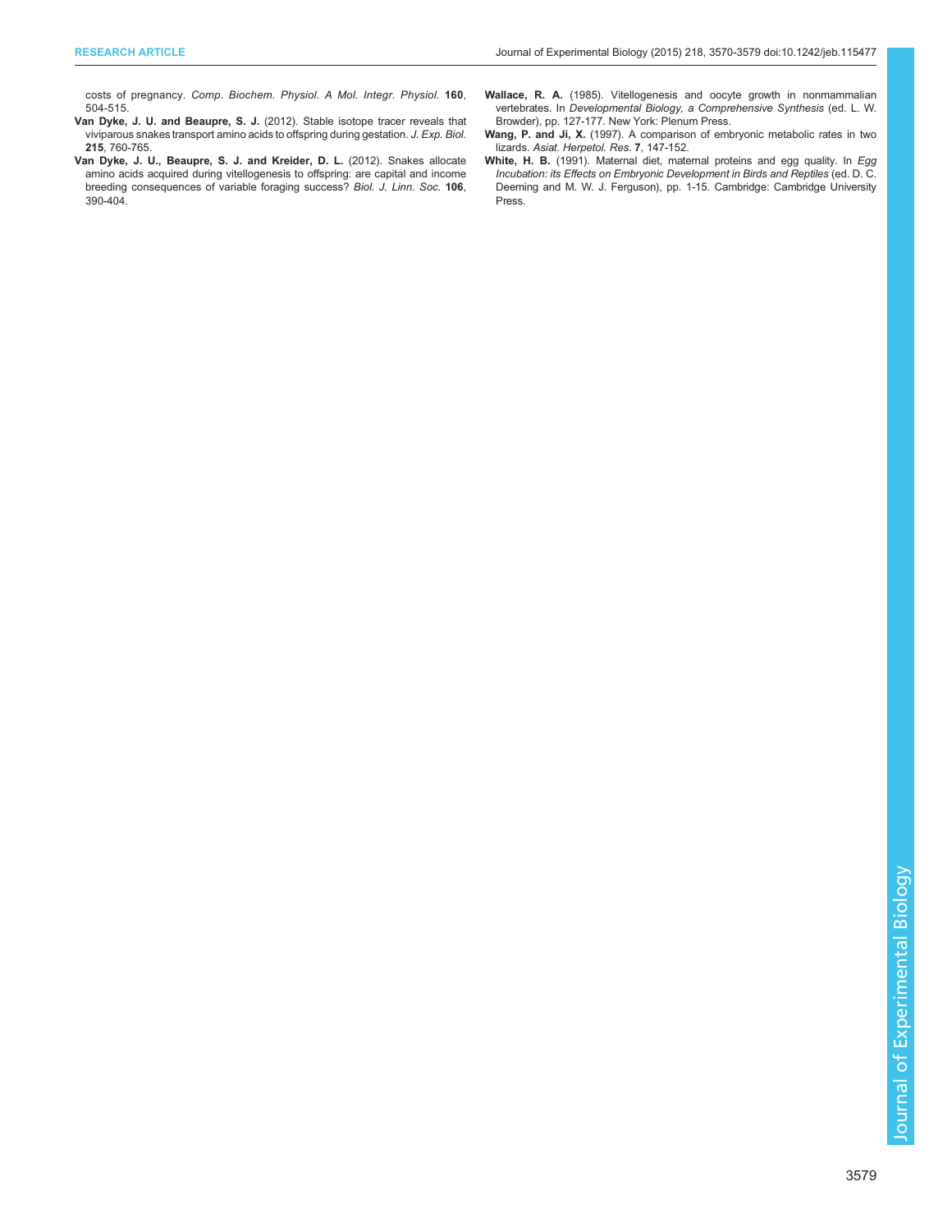costs of pregnancy. *Comp. Biochem. Physiol. A Mol. Integr. Physiol.* **160**, 504-515.

**Van Dyke, J. U. and Beaupre, S. J.** (2012). Stable isotope tracer reveals that viviparous snakes transport amino acids to offspring during gestation. *J. Exp. Biol.* **215**, 760-765.

**Van Dyke, J. U., Beaupre, S. J. and Kreider, D. L.** (2012). Snakes allocate amino acids acquired during vitellogenesis to offspring: are capital and income breeding consequences of variable foraging success? *Biol. J. Linn. Soc.* **106**, 390-404.

**Wallace, R. A.** (1985). Vitellogenesis and oocyte growth in nonmammalian vertebrates. In *Developmental Biology, a Comprehensive Synthesis* (ed. L. W. Browder), pp. 127-177. New York: Plenum Press.

**Wang, P. and Ji, X.** (1997). A comparison of embryonic metabolic rates in two lizards. *Asiat. Herpetol. Res.* **7**, 147-152.

**White, H. B.** (1991). Maternal diet, maternal proteins and egg quality. In *Egg Incubation: its Effects on Embryonic Development in Birds and Reptiles* (ed. D. C. Deeming and M. W. J. Ferguson), pp. 1-15. Cambridge: Cambridge University Press.